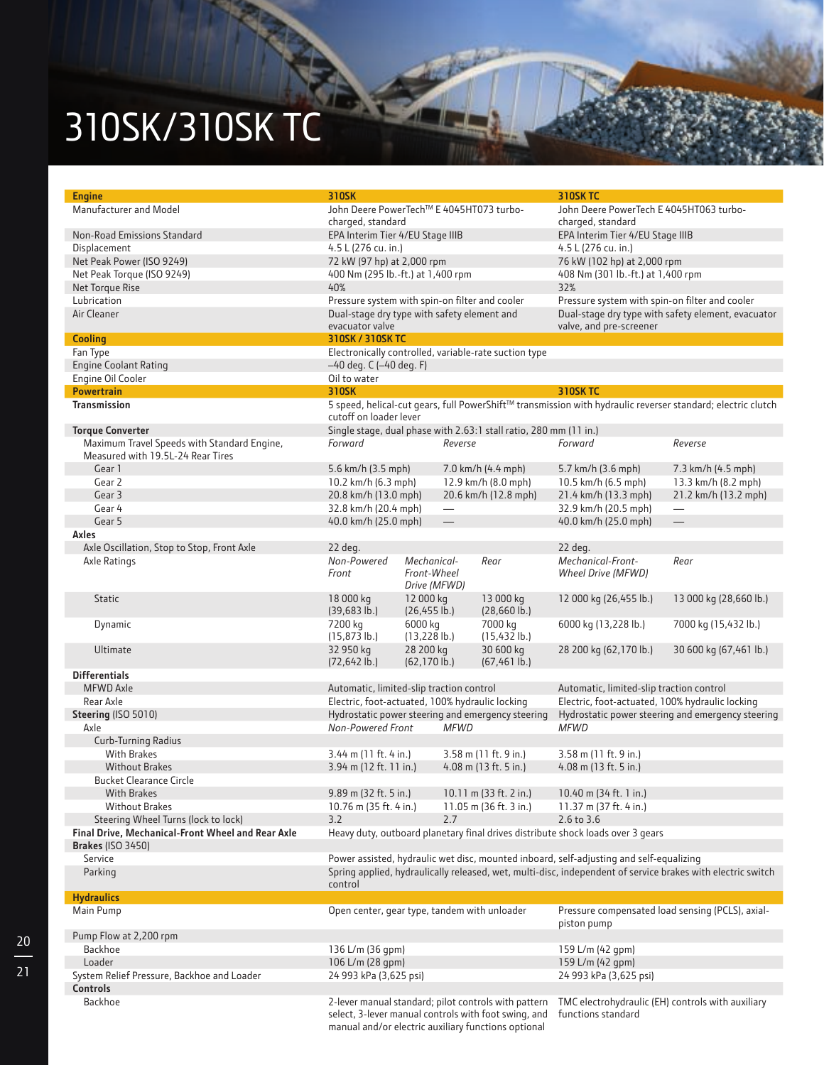# 310SK/310SK TC

| **Engine** | **310SK** | | | **310SK TC** | |
|---|---|---|---|---|---|
| Manufacturer and Model | John Deere PowerTech™ E 4045HT073 turbo-charged, standard | | | John Deere PowerTech E 4045HT063 turbo-charged, standard | |
| Non-Road Emissions Standard | EPA Interim Tier 4/EU Stage IIIB | | | EPA Interim Tier 4/EU Stage IIIB | |
| Displacement | 4.5 L (276 cu. in.) | | | 4.5 L (276 cu. in.) | |
| Net Peak Power (ISO 9249) | 72 kW (97 hp) at 2,000 rpm | | | 76 kW (102 hp) at 2,000 rpm | |
| Net Peak Torque (ISO 9249) | 400 Nm (295 lb.-ft.) at 1,400 rpm | | | 408 Nm (301 lb.-ft.) at 1,400 rpm | |
| Net Torque Rise | 40% | | | 32% | |
| Lubrication | Pressure system with spin-on filter and cooler | | | Pressure system with spin-on filter and cooler | |
| Air Cleaner | Dual-stage dry type with safety element and evacuator valve | | | Dual-stage dry type with safety element, evacuator valve, and pre-screener | |
| **Cooling** | **310SK / 310SK TC** | | | | |
| Fan Type | Electronically controlled, variable-rate suction type | | | | |
| Engine Coolant Rating | –40 deg. C (–40 deg. F) | | | | |
| Engine Oil Cooler | Oil to water | | | | |
| **Powertrain** | **310SK** | | | **310SK TC** | |
| **Transmission** | 5 speed, helical-cut gears, full PowerShift™ transmission with hydraulic reverser standard; electric clutch cutoff on loader lever | | | | |
| **Torque Converter** | Single stage, dual phase with 2.63:1 stall ratio, 280 mm (11 in.) | | | | |
| Maximum Travel Speeds with Standard Engine, Measured with 19.5L-24 Rear Tires | *Forward* | | *Reverse* | *Forward* | *Reverse* |
| Gear 1 | 5.6 km/h (3.5 mph) | | 7.0 km/h (4.4 mph) | 5.7 km/h (3.6 mph) | 7.3 km/h (4.5 mph) |
| Gear 2 | 10.2 km/h (6.3 mph) | | 12.9 km/h (8.0 mph) | 10.5 km/h (6.5 mph) | 13.3 km/h (8.2 mph) |
| Gear 3 | 20.8 km/h (13.0 mph) | | 20.6 km/h (12.8 mph) | 21.4 km/h (13.3 mph) | 21.2 km/h (13.2 mph) |
| Gear 4 | 32.8 km/h (20.4 mph) | | — | 32.9 km/h (20.5 mph) | — |
| Gear 5 | 40.0 km/h (25.0 mph) | | — | 40.0 km/h (25.0 mph) | — |
| **Axles** | | | | | |
| Axle Oscillation, Stop to Stop, Front Axle | 22 deg. | | | 22 deg. | |
| Axle Ratings | *Non-Powered Front* | *Mechanical-Front-Wheel Drive (MFWD)* | *Rear* | *Mechanical-Front-Wheel Drive (MFWD)* | *Rear* |
| Static | 18 000 kg (39,683 lb.) | 12 000 kg (26,455 lb.) | 13 000 kg (28,660 lb.) | 12 000 kg (26,455 lb.) | 13 000 kg (28,660 lb.) |
| Dynamic | 7200 kg (15,873 lb.) | 6000 kg (13,228 lb.) | 7000 kg (15,432 lb.) | 6000 kg (13,228 lb.) | 7000 kg (15,432 lb.) |
| Ultimate | 32 950 kg (72,642 lb.) | 28 200 kg (62,170 lb.) | 30 600 kg (67,461 lb.) | 28 200 kg (62,170 lb.) | 30 600 kg (67,461 lb.) |
| **Differentials** | | | | | |
| MFWD Axle | Automatic, limited-slip traction control | | | Automatic, limited-slip traction control | |
| Rear Axle | Electric, foot-actuated, 100% hydraulic locking | | | Electric, foot-actuated, 100% hydraulic locking | |
| **Steering** (ISO 5010) | Hydrostatic power steering and emergency steering | | | Hydrostatic power steering and emergency steering | |
| Axle | *Non-Powered Front* | | *MFWD* | *MFWD* | |
| Curb-Turning Radius | | | | | |
| With Brakes | 3.44 m (11 ft. 4 in.) | | 3.58 m (11 ft. 9 in.) | 3.58 m (11 ft. 9 in.) | |
| Without Brakes | 3.94 m (12 ft. 11 in.) | | 4.08 m (13 ft. 5 in.) | 4.08 m (13 ft. 5 in.) | |
| Bucket Clearance Circle | | | | | |
| With Brakes | 9.89 m (32 ft. 5 in.) | | 10.11 m (33 ft. 2 in.) | 10.40 m (34 ft. 1 in.) | |
| Without Brakes | 10.76 m (35 ft. 4 in.) | | 11.05 m (36 ft. 3 in.) | 11.37 m (37 ft. 4 in.) | |
| Steering Wheel Turns (lock to lock) | 3.2 | | 2.7 | 2.6 to 3.6 | |
| **Final Drive, Mechanical-Front Wheel and Rear Axle** | Heavy duty, outboard planetary final drives distribute shock loads over 3 gears | | | | |
| **Brakes** (ISO 3450) | | | | | |
| Service | Power assisted, hydraulic wet disc, mounted inboard, self-adjusting and self-equalizing | | | | |
| Parking | Spring applied, hydraulically released, wet, multi-disc, independent of service brakes with electric switch control | | | | |
| **Hydraulics** | | | | | |
| Main Pump | Open center, gear type, tandem with unloader | | | Pressure compensated load sensing (PCLS), axial-piston pump | |
| Pump Flow at 2,200 rpm | | | | | |
| Backhoe | 136 L/m (36 gpm) | | | 159 L/m (42 gpm) | |
| Loader | 106 L/m (28 gpm) | | | 159 L/m (42 gpm) | |
| System Relief Pressure, Backhoe and Loader | 24 993 kPa (3,625 psi) | | | 24 993 kPa (3,625 psi) | |
| **Controls** | | | | | |
| Backhoe | 2-lever manual standard; pilot controls with pattern select, 3-lever manual controls with foot swing, and manual and/or electric auxiliary functions optional | | | TMC electrohydraulic (EH) controls with auxiliary functions standard | |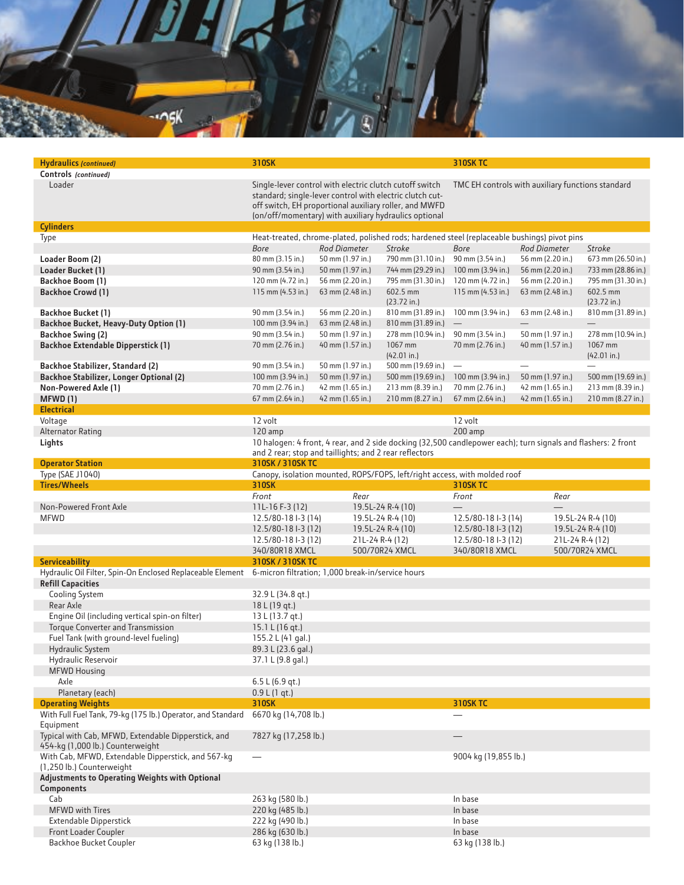| Hydraulics *(continued)* | 310SK | | | 310SK TC | | |
|---|---|---|---|---|---|---|
| **Controls** *(continued)* | | | | | | |
| Loader | Single-lever control with electric clutch cutoff switch standard; single-lever control with electric clutch cut-off switch, EH proportional auxiliary roller, and MFWD (on/off/momentary) with auxiliary hydraulics optional | | | TMC EH controls with auxiliary functions standard | | |
| **Cylinders** | | | | | | |
| Type | Heat-treated, chrome-plated, polished rods; hardened steel (replaceable bushings) pivot pins | | | | | |
| | *Bore* | *Rod Diameter* | *Stroke* | *Bore* | *Rod Diameter* | *Stroke* |
| **Loader Boom (2)** | 80 mm (3.15 in.) | 50 mm (1.97 in.) | 790 mm (31.10 in.) | 90 mm (3.54 in.) | 56 mm (2.20 in.) | 673 mm (26.50 in.) |
| **Loader Bucket (1)** | 90 mm (3.54 in.) | 50 mm (1.97 in.) | 744 mm (29.29 in.) | 100 mm (3.94 in.) | 56 mm (2.20 in.) | 733 mm (28.86 in.) |
| **Backhoe Boom (1)** | 120 mm (4.72 in.) | 56 mm (2.20 in.) | 795 mm (31.30 in.) | 120 mm (4.72 in.) | 56 mm (2.20 in.) | 795 mm (31.30 in.) |
| **Backhoe Crowd (1)** | 115 mm (4.53 in.) | 63 mm (2.48 in.) | 602.5 mm (23.72 in.) | 115 mm (4.53 in.) | 63 mm (2.48 in.) | 602.5 mm (23.72 in.) |
| **Backhoe Bucket (1)** | 90 mm (3.54 in.) | 56 mm (2.20 in.) | 810 mm (31.89 in.) | 100 mm (3.94 in.) | 63 mm (2.48 in.) | 810 mm (31.89 in.) |
| **Backhoe Bucket, Heavy-Duty Option (1)** | 100 mm (3.94 in.) | 63 mm (2.48 in.) | 810 mm (31.89 in.) | — | — | — |
| **Backhoe Swing (2)** | 90 mm (3.54 in.) | 50 mm (1.97 in.) | 278 mm (10.94 in.) | 90 mm (3.54 in.) | 50 mm (1.97 in.) | 278 mm (10.94 in.) |
| **Backhoe Extendable Dipperstick (1)** | 70 mm (2.76 in.) | 40 mm (1.57 in.) | 1067 mm (42.01 in.) | 70 mm (2.76 in.) | 40 mm (1.57 in.) | 1067 mm (42.01 in.) |
| **Backhoe Stabilizer, Standard (2)** | 90 mm (3.54 in.) | 50 mm (1.97 in.) | 500 mm (19.69 in.) | — | — | — |
| **Backhoe Stabilizer, Longer Optional (2)** | 100 mm (3.94 in.) | 50 mm (1.97 in.) | 500 mm (19.69 in.) | 100 mm (3.94 in.) | 50 mm (1.97 in.) | 500 mm (19.69 in.) |
| **Non-Powered Axle (1)** | 70 mm (2.76 in.) | 42 mm (1.65 in.) | 213 mm (8.39 in.) | 70 mm (2.76 in.) | 42 mm (1.65 in.) | 213 mm (8.39 in.) |
| **MFWD (1)** | 67 mm (2.64 in.) | 42 mm (1.65 in.) | 210 mm (8.27 in.) | 67 mm (2.64 in.) | 42 mm (1.65 in.) | 210 mm (8.27 in.) |

| Electrical | 310SK | 310SK TC |
|---|---|---|
| Voltage | 12 volt | 12 volt |
| Alternator Rating | 120 amp | 200 amp |
| **Lights** | 10 halogen: 4 front, 4 rear, and 2 side docking (32,500 candlepower each); turn signals and flashers: 2 front and 2 rear; stop and taillights; and 2 rear reflectors | |

| Operator Station | 310SK / 310SK TC |
|---|---|
| Type (SAE J1040) | Canopy, isolation mounted, ROPS/FOPS, left/right access, with molded roof |

| Tires/Wheels | 310SK | | 310SK TC | |
|---|---|---|---|---|
| | *Front* | *Rear* | *Front* | *Rear* |
| Non-Powered Front Axle | 11L-16 F-3 (12) | 19.5L-24 R-4 (10) | — | — |
| MFWD | 12.5/80-18 I-3 (14) | 19.5L-24 R-4 (10) | 12.5/80-18 I-3 (14) | 19.5L-24 R-4 (10) |
| | 12.5/80-18 I-3 (12) | 19.5L-24 R-4 (10) | 12.5/80-18 I-3 (12) | 19.5L-24 R-4 (10) |
| | 12.5/80-18 I-3 (12) | 21L-24 R-4 (12) | 12.5/80-18 I-3 (12) | 21L-24 R-4 (12) |
| | 340/80R18 XMCL | 500/70R24 XMCL | 340/80R18 XMCL | 500/70R24 XMCL |

| Serviceability | 310SK / 310SK TC |
|---|---|
| Hydraulic Oil Filter, Spin-On Enclosed Replaceable Element | 6-micron filtration; 1,000 break-in/service hours |
| **Refill Capacities** | |
| Cooling System | 32.9 L (34.8 qt.) |
| Rear Axle | 18 L (19 qt.) |
| Engine Oil (including vertical spin-on filter) | 13 L (13.7 qt.) |
| Torque Converter and Transmission | 15.1 L (16 qt.) |
| Fuel Tank (with ground-level fueling) | 155.2 L (41 gal.) |
| Hydraulic System | 89.3 L (23.6 gal.) |
| Hydraulic Reservoir | 37.1 L (9.8 gal.) |
| MFWD Housing | |
| Axle | 6.5 L (6.9 qt.) |
| Planetary (each) | 0.9 L (1 qt.) |

| Operating Weights | 310SK | 310SK TC |
|---|---|---|
| With Full Fuel Tank, 79-kg (175 lb.) Operator, and Standard Equipment | 6670 kg (14,708 lb.) | — |
| Typical with Cab, MFWD, Extendable Dipperstick, and 454-kg (1,000 lb.) Counterweight | 7827 kg (17,258 lb.) | — |
| With Cab, MFWD, Extendable Dipperstick, and 567-kg (1,250 lb.) Counterweight | — | 9004 kg (19,855 lb.) |
| **Adjustments to Operating Weights with Optional Components** | | |
| Cab | 263 kg (580 lb.) | In base |
| MFWD with Tires | 220 kg (485 lb.) | In base |
| Extendable Dipperstick | 222 kg (490 lb.) | In base |
| Front Loader Coupler | 286 kg (630 lb.) | In base |
| Backhoe Bucket Coupler | 63 kg (138 lb.) | 63 kg (138 lb.) |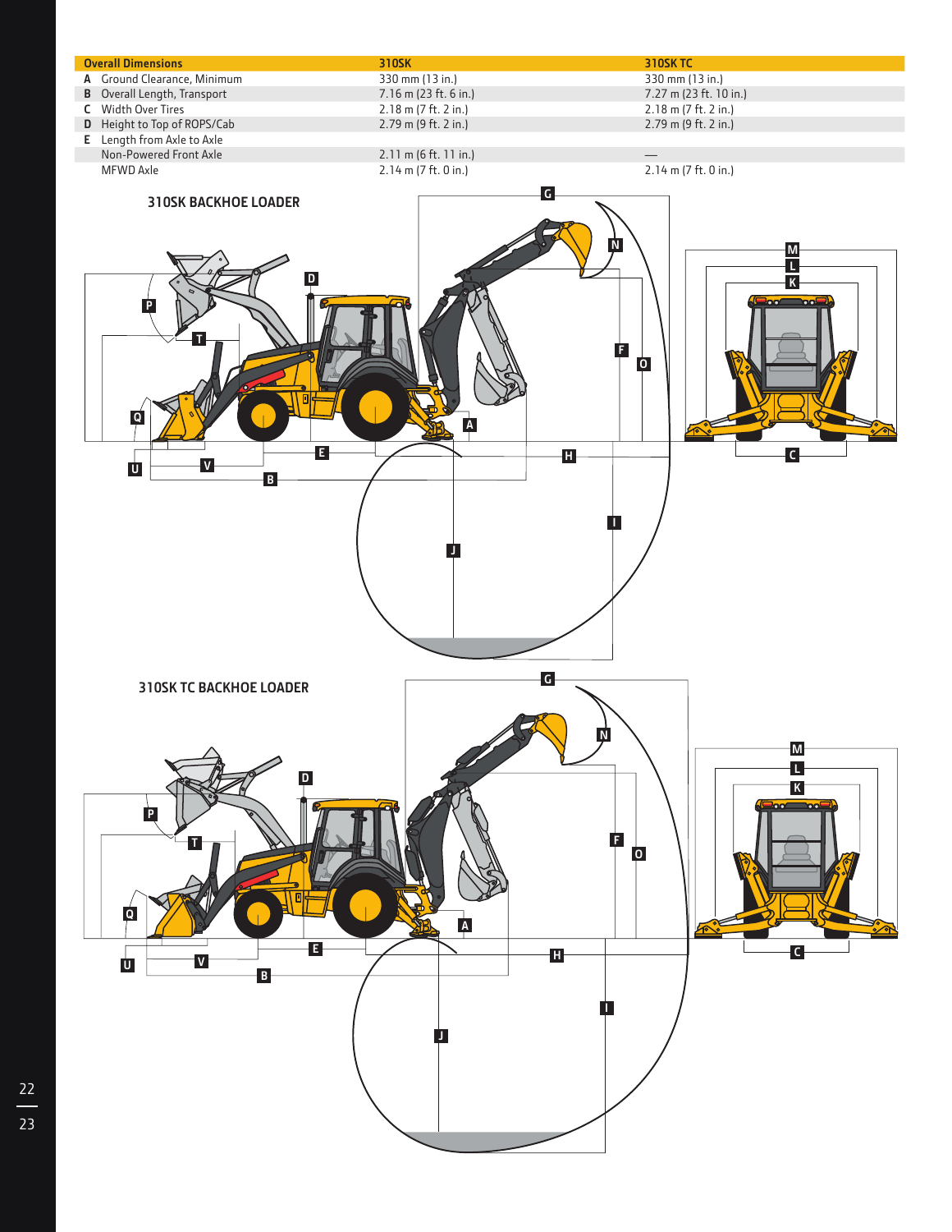| Overall Dimensions | 310SK | 310SK TC |
| --- | --- | --- |
| **A** Ground Clearance, Minimum | 330 mm (13 in.) | 330 mm (13 in.) |
| **B** Overall Length, Transport | 7.16 m (23 ft. 6 in.) | 7.27 m (23 ft. 10 in.) |
| **C** Width Over Tires | 2.18 m (7 ft. 2 in.) | 2.18 m (7 ft. 2 in.) |
| **D** Height to Top of ROPS/Cab | 2.79 m (9 ft. 2 in.) | 2.79 m (9 ft. 2 in.) |
| **E** Length from Axle to Axle | | |
| Non-Powered Front Axle | 2.11 m (6 ft. 11 in.) | — |
| MFWD Axle | 2.14 m (7 ft. 0 in.) | 2.14 m (7 ft. 0 in.) |

## 310SK BACKHOE LOADER

A B C D E F G H I J K L M N O P Q T U V

## 310SK TC BACKHOE LOADER

A B C D E F G H I J K L M N O P Q T U V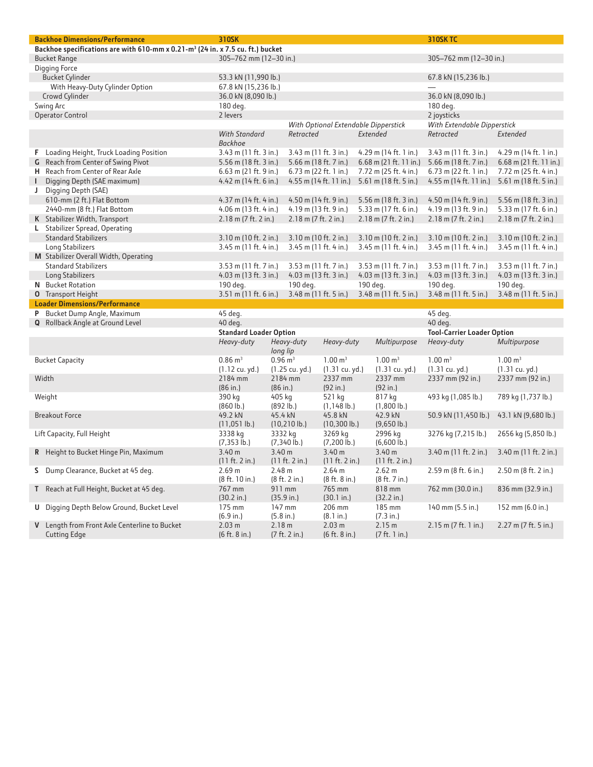| Backhoe Dimensions/Performance | 310SK | | | 310SK TC | |
|---|---|---|---|---|---|
| **Backhoe specifications are with 610-mm x 0.21-m³ (24 in. x 7.5 cu. ft.) bucket** | | | | | |
| Bucket Range | 305–762 mm (12–30 in.) | | | 305–762 mm (12–30 in.) | |
| Digging Force | | | | | |
| Bucket Cylinder | 53.3 kN (11,990 lb.) | | | 67.8 kN (15,236 lb.) | |
| With Heavy-Duty Cylinder Option | 67.8 kN (15,236 lb.) | | | — | |
| Crowd Cylinder | 36.0 kN (8,090 lb.) | | | 36.0 kN (8,090 lb.) | |
| Swing Arc | 180 deg. | | | 180 deg. | |
| Operator Control | 2 levers | | | 2 joysticks | |
| | | *With Optional Extendable Dipperstick* | | *With Extendable Dipperstick* | |
| | *With Standard Backhoe* | *Retracted* | *Extended* | *Retracted* | *Extended* |
| **F** Loading Height, Truck Loading Position | 3.43 m (11 ft. 3 in.) | 3.43 m (11 ft. 3 in.) | 4.29 m (14 ft. 1 in.) | 3.43 m (11 ft. 3 in.) | 4.29 m (14 ft. 1 in.) |
| **G** Reach from Center of Swing Pivot | 5.56 m (18 ft. 3 in.) | 5.66 m (18 ft. 7 in.) | 6.68 m (21 ft. 11 in.) | 5.66 m (18 ft. 7 in.) | 6.68 m (21 ft. 11 in.) |
| **H** Reach from Center of Rear Axle | 6.63 m (21 ft. 9 in.) | 6.73 m (22 ft. 1 in.) | 7.72 m (25 ft. 4 in.) | 6.73 m (22 ft. 1 in.) | 7.72 m (25 ft. 4 in.) |
| **I** Digging Depth (SAE maximum) | 4.42 m (14 ft. 6 in.) | 4.55 m (14 ft. 11 in.) | 5.61 m (18 ft. 5 in.) | 4.55 m (14 ft. 11 in.) | 5.61 m (18 ft. 5 in.) |
| **J** Digging Depth (SAE) | | | | | |
| 610-mm (2 ft.) Flat Bottom | 4.37 m (14 ft. 4 in.) | 4.50 m (14 ft. 9 in.) | 5.56 m (18 ft. 3 in.) | 4.50 m (14 ft. 9 in.) | 5.56 m (18 ft. 3 in.) |
| 2440-mm (8 ft.) Flat Bottom | 4.06 m (13 ft. 4 in.) | 4.19 m (13 ft. 9 in.) | 5.33 m (17 ft. 6 in.) | 4.19 m (13 ft. 9 in.) | 5.33 m (17 ft. 6 in.) |
| **K** Stabilizer Width, Transport | 2.18 m (7 ft. 2 in.) | 2.18 m (7 ft. 2 in.) | 2.18 m (7 ft. 2 in.) | 2.18 m (7 ft. 2 in.) | 2.18 m (7 ft. 2 in.) |
| **L** Stabilizer Spread, Operating | | | | | |
| Standard Stabilizers | 3.10 m (10 ft. 2 in.) | 3.10 m (10 ft. 2 in.) | 3.10 m (10 ft. 2 in.) | 3.10 m (10 ft. 2 in.) | 3.10 m (10 ft. 2 in.) |
| Long Stabilizers | 3.45 m (11 ft. 4 in.) | 3.45 m (11 ft. 4 in.) | 3.45 m (11 ft. 4 in.) | 3.45 m (11 ft. 4 in.) | 3.45 m (11 ft. 4 in.) |
| **M** Stabilizer Overall Width, Operating | | | | | |
| Standard Stabilizers | 3.53 m (11 ft. 7 in.) | 3.53 m (11 ft. 7 in.) | 3.53 m (11 ft. 7 in.) | 3.53 m (11 ft. 7 in.) | 3.53 m (11 ft. 7 in.) |
| Long Stabilizers | 4.03 m (13 ft. 3 in.) | 4.03 m (13 ft. 3 in.) | 4.03 m (13 ft. 3 in.) | 4.03 m (13 ft. 3 in.) | 4.03 m (13 ft. 3 in.) |
| **N** Bucket Rotation | 190 deg. | 190 deg. | 190 deg. | 190 deg. | 190 deg. |
| **O** Transport Height | 3.51 m (11 ft. 6 in.) | 3.48 m (11 ft. 5 in.) | 3.48 m (11 ft. 5 in.) | 3.48 m (11 ft. 5 in.) | 3.48 m (11 ft. 5 in.) |

| Loader Dimensions/Performance | | | | | | |
|---|---|---|---|---|---|---|
| **P** Bucket Dump Angle, Maximum | 45 deg. | | | | 45 deg. | |
| **Q** Rollback Angle at Ground Level | 40 deg. | | | | 40 deg. | |
| | **Standard Loader Option** | | | | **Tool-Carrier Loader Option** | |
| | *Heavy-duty* | *Heavy-duty long lip* | *Heavy-duty* | *Multipurpose* | *Heavy-duty* | *Multipurpose* |
| Bucket Capacity | 0.86 m³ (1.12 cu. yd.) | 0.96 m³ (1.25 cu. yd.) | 1.00 m³ (1.31 cu. yd.) | 1.00 m³ (1.31 cu. yd.) | 1.00 m³ (1.31 cu. yd.) | 1.00 m³ (1.31 cu. yd.) |
| Width | 2184 mm (86 in.) | 2184 mm (86 in.) | 2337 mm (92 in.) | 2337 mm (92 in.) | 2337 mm (92 in.) | 2337 mm (92 in.) |
| Weight | 390 kg (860 lb.) | 405 kg (892 lb.) | 521 kg (1,148 lb.) | 817 kg (1,800 lb.) | 493 kg (1,085 lb.) | 789 kg (1,737 lb.) |
| Breakout Force | 49.2 kN (11,051 lb.) | 45.4 kN (10,210 lb.) | 45.8 kN (10,300 lb.) | 42.9 kN (9,650 lb.) | 50.9 kN (11,450 lb.) | 43.1 kN (9,680 lb.) |
| Lift Capacity, Full Height | 3338 kg (7,353 lb.) | 3332 kg (7,340 lb.) | 3269 kg (7,200 lb.) | 2996 kg (6,600 lb.) | 3276 kg (7,215 lb.) | 2656 kg (5,850 lb.) |
| **R** Height to Bucket Hinge Pin, Maximum | 3.40 m (11 ft. 2 in.) | 3.40 m (11 ft. 2 in.) | 3.40 m (11 ft. 2 in.) | 3.40 m (11 ft. 2 in.) | 3.40 m (11 ft. 2 in.) | 3.40 m (11 ft. 2 in.) |
| **S** Dump Clearance, Bucket at 45 deg. | 2.69 m (8 ft. 10 in.) | 2.48 m (8 ft. 2 in.) | 2.64 m (8 ft. 8 in.) | 2.62 m (8 ft. 7 in.) | 2.59 m (8 ft. 6 in.) | 2.50 m (8 ft. 2 in.) |
| **T** Reach at Full Height, Bucket at 45 deg. | 767 mm (30.2 in.) | 911 mm (35.9 in.) | 765 mm (30.1 in.) | 818 mm (32.2 in.) | 762 mm (30.0 in.) | 836 mm (32.9 in.) |
| **U** Digging Depth Below Ground, Bucket Level | 175 mm (6.9 in.) | 147 mm (5.8 in.) | 206 mm (8.1 in.) | 185 mm (7.3 in.) | 140 mm (5.5 in.) | 152 mm (6.0 in.) |
| **V** Length from Front Axle Centerline to Bucket Cutting Edge | 2.03 m (6 ft. 8 in.) | 2.18 m (7 ft. 2 in.) | 2.03 m (6 ft. 8 in.) | 2.15 m (7 ft. 1 in.) | 2.15 m (7 ft. 1 in.) | 2.27 m (7 ft. 5 in.) |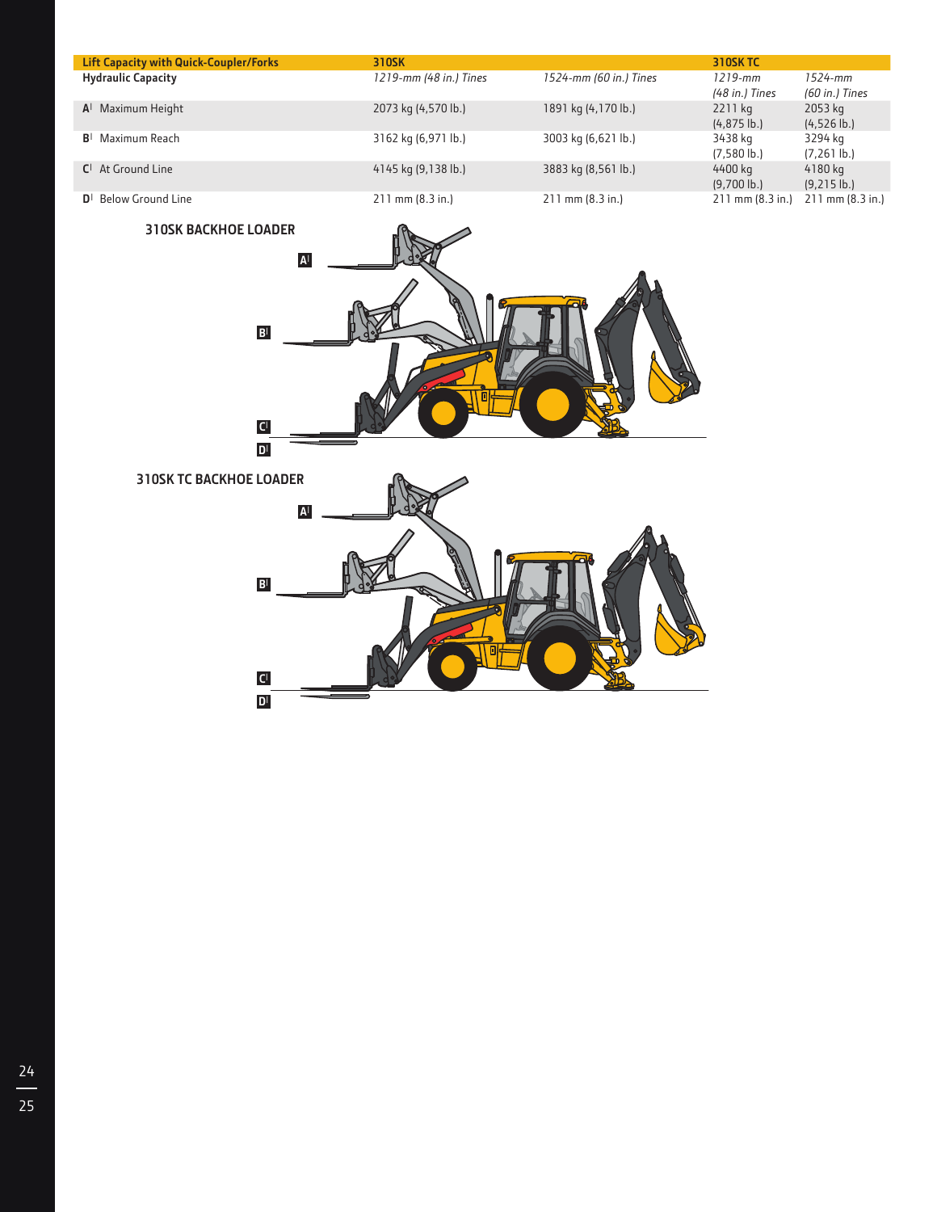| Lift Capacity with Quick-Coupler/Forks | 310SK | | 310SK TC | |
|---|---|---|---|---|
| **Hydraulic Capacity** | *1219-mm (48 in.) Tines* | *1524-mm (60 in.) Tines* | *1219-mm (48 in.) Tines* | *1524-mm (60 in.) Tines* |
| **A** Maximum Height | 2073 kg (4,570 lb.) | 1891 kg (4,170 lb.) | 2211 kg (4,875 lb.) | 2053 kg (4,526 lb.) |
| **B** Maximum Reach | 3162 kg (6,971 lb.) | 3003 kg (6,621 lb.) | 3438 kg (7,580 lb.) | 3294 kg (7,261 lb.) |
| **C** At Ground Line | 4145 kg (9,138 lb.) | 3883 kg (8,561 lb.) | 4400 kg (9,700 lb.) | 4180 kg (9,215 lb.) |
| **D** Below Ground Line | 211 mm (8.3 in.) | 211 mm (8.3 in.) | 211 mm (8.3 in.) | 211 mm (8.3 in.) |

**310SK BACKHOE LOADER**

A B C D

**310SK TC BACKHOE LOADER**

A B C D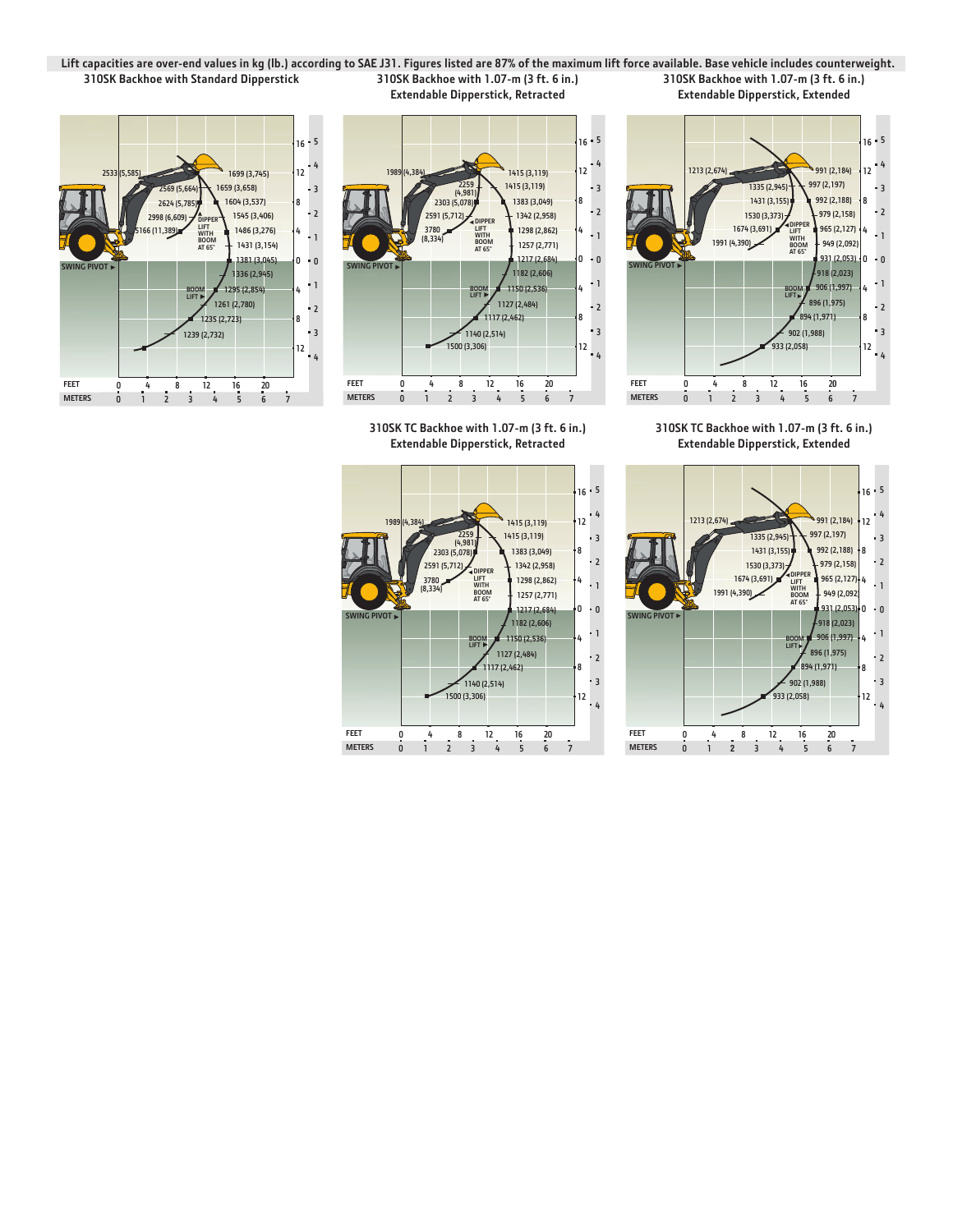Lift capacities are over-end values in kg (lb.) according to SAE J31. Figures listed are 87% of the maximum lift force available. Base vehicle includes counterweight.

### 310SK Backhoe with Standard Dipperstick

2533 (5,585)
2569 (5,664)
2624 (5,785)
2998 (6,609)
5166 (11,389)
1699 (3,745)
1659 (3,658)
1604 (3,537)
1545 (3,406)
1486 (3,276)
1431 (3,154)
1381 (3,045)
1336 (2,945)
1295 (2,854)
1261 (2,780)
1235 (2,723)
1239 (2,732)
DIPPER LIFT WITH BOOM AT 65°
BOOM LIFT
SWING PIVOT
FEET 0 4 8 12 16 20
METERS 0 1 2 3 4 5 6 7

### 310SK Backhoe with 1.07-m (3 ft. 6 in.) Extendable Dipperstick, Retracted

1989 (4,384)
2259 (4,981)
2303 (5,078)
2591 (5,712)
3780 (8,334)
1415 (3,119)
1415 (3,119)
1383 (3,049)
1342 (2,958)
1298 (2,862)
1257 (2,771)
1217 (2,684)
1182 (2,606)
1150 (2,536)
1127 (2,484)
1117 (2,462)
1140 (2,514)
1500 (3,306)
DIPPER LIFT WITH BOOM AT 65°
BOOM LIFT
SWING PIVOT
FEET 0 4 8 12 16 20
METERS 0 1 2 3 4 5 6 7

### 310SK Backhoe with 1.07-m (3 ft. 6 in.) Extendable Dipperstick, Extended

1213 (2,674)
1335 (2,945)
1431 (3,155)
1530 (3,373)
1674 (3,691)
1991 (4,390)
991 (2,184)
997 (2,197)
992 (2,188)
979 (2,158)
965 (2,127)
949 (2,092)
931 (2,053)
918 (2,023)
906 (1,997)
896 (1,975)
894 (1,971)
902 (1,988)
933 (2,058)
DIPPER LIFT WITH BOOM AT 65°
BOOM LIFT
SWING PIVOT
FEET 0 4 8 12 16 20
METERS 0 1 2 3 4 5 6 7

### 310SK TC Backhoe with 1.07-m (3 ft. 6 in.) Extendable Dipperstick, Retracted

1989 (4,384)
2259 (4,981)
2303 (5,078)
2591 (5,712)
3780 (8,334)
1415 (3,119)
1415 (3,119)
1383 (3,049)
1342 (2,958)
1298 (2,862)
1257 (2,771)
1217 (2,684)
1182 (2,606)
1150 (2,536)
1127 (2,484)
1117 (2,462)
1140 (2,514)
1500 (3,306)
DIPPER LIFT WITH BOOM AT 65°
BOOM LIFT
SWING PIVOT
FEET 0 4 8 12 16 20
METERS 0 1 2 3 4 5 6 7

### 310SK TC Backhoe with 1.07-m (3 ft. 6 in.) Extendable Dipperstick, Extended

1213 (2,674)
1335 (2,945)
1431 (3,155)
1530 (3,373)
1674 (3,691)
1991 (4,390)
991 (2,184)
997 (2,197)
992 (2,188)
979 (2,158)
965 (2,127)
949 (2,092)
931 (2,053)
918 (2,023)
906 (1,997)
896 (1,975)
894 (1,971)
902 (1,988)
933 (2,058)
DIPPER LIFT WITH BOOM AT 65°
BOOM LIFT
SWING PIVOT
FEET 0 4 8 12 16 20
METERS 0 1 2 3 4 5 6 7